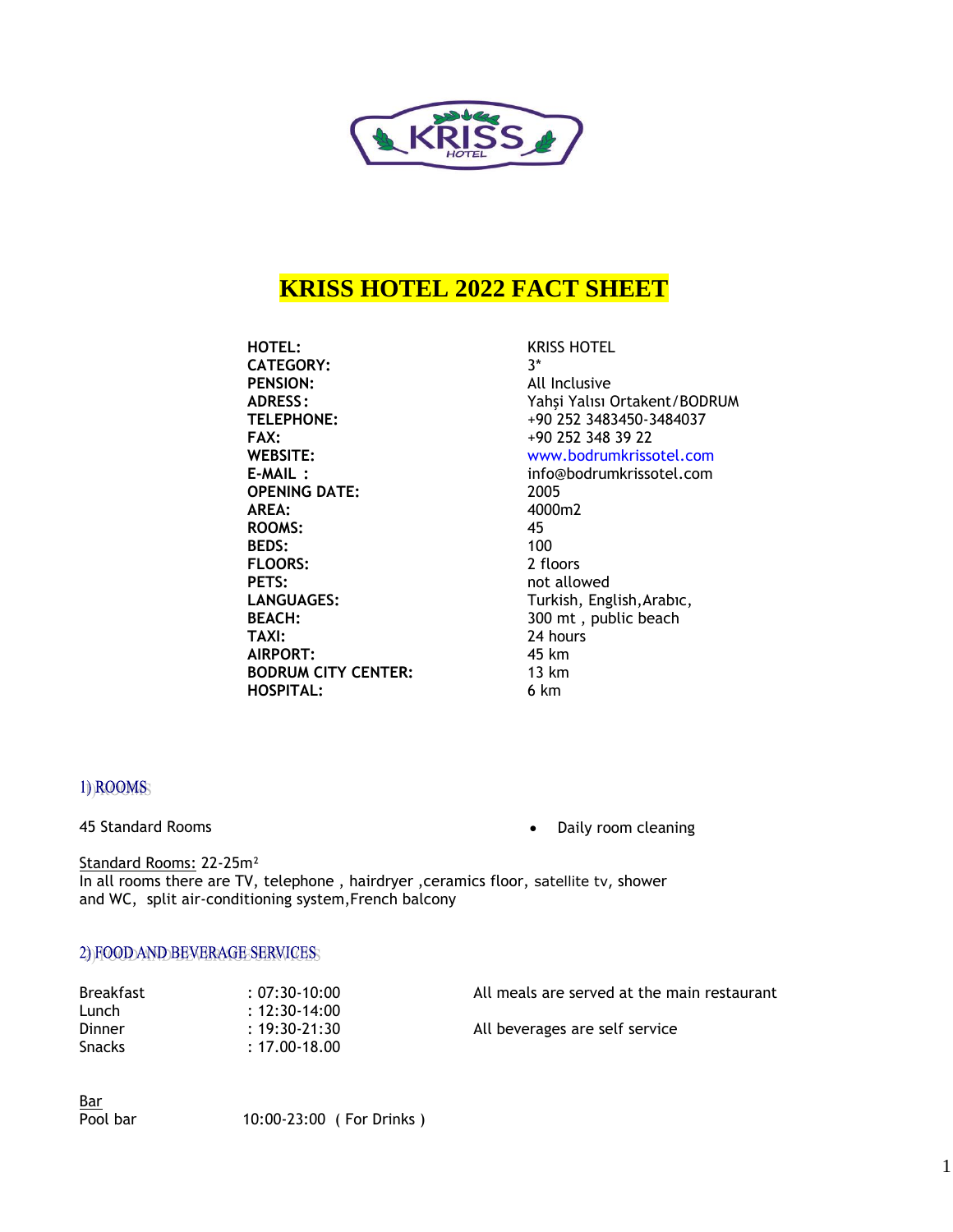# KRISS HOTEL 2022 FACT SHEET

| | |
|---|---|
| **HOTEL:** | KRISS HOTEL |
| **CATEGORY:** | 3* |
| **PENSION:** | All Inclusive |
| **ADRESS:** | Yahşi Yalısı Ortakent/BODRUM |
| **TELEPHONE:** | +90 252 3483450-3484037 |
| **FAX:** | +90 252 348 39 22 |
| **WEBSITE:** | www.bodrumkrissotel.com |
| **E-MAIL :** | info@bodrumkrissotel.com |
| **OPENING DATE:** | 2005 |
| **AREA:** | 4000m2 |
| **ROOMS:** | 45 |
| **BEDS:** | 100 |
| **FLOORS:** | 2 floors |
| **PETS:** | not allowed |
| **LANGUAGES:** | Turkish, English,Arabıc, |
| **BEACH:** | 300 mt , public beach |
| **TAXI:** | 24 hours |
| **AIRPORT:** | 45 km |
| **BODRUM CITY CENTER:** | 13 km |
| **HOSPITAL:** | 6 km |

## 1) ROOMS

45 Standard Rooms

- Daily room cleaning

Standard Rooms: 22-25m²
In all rooms there are TV, telephone , hairdryer ,ceramics floor, satellite tv, shower and WC, split air-conditioning system,French balcony

## 2) FOOD AND BEVERAGE SERVICES

| | | |
|---|---|---|
| Breakfast | : 07:30-10:00 | All meals are served at the main restaurant |
| Lunch | : 12:30-14:00 | |
| Dinner | : 19:30-21:30 | All beverages are self service |
| Snacks | : 17.00-18.00 | |

Bar
Pool bar 10:00-23:00 ( For Drinks )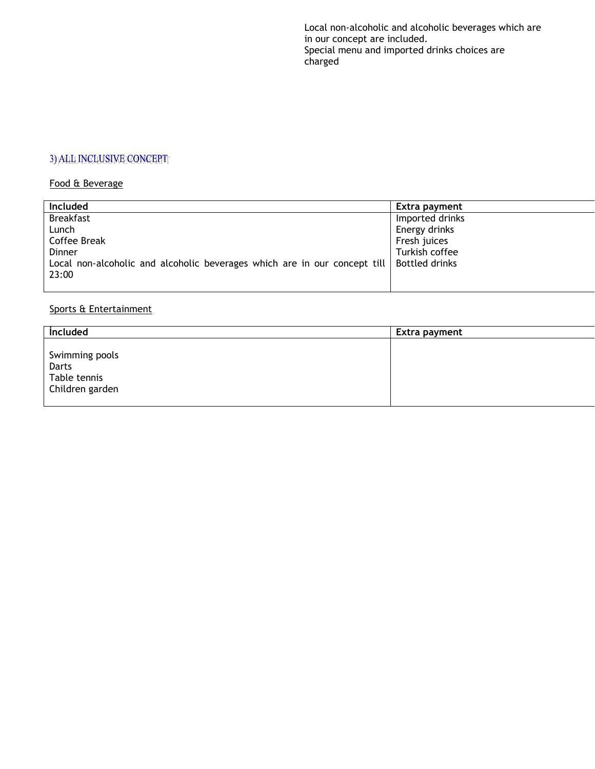Local non-alcoholic and alcoholic beverages which are in our concept are included.
Special menu and imported drinks choices are charged

## 3) ALL INCLUSIVE CONCEPT

Food & Beverage

| Included | Extra payment |
|---|---|
| Breakfast<br>Lunch<br>Coffee Break<br>Dinner<br>Local non-alcoholic and alcoholic beverages which are in our concept till 23:00 | Imported drinks<br>Energy drinks<br>Fresh juices<br>Turkish coffee<br>Bottled drinks |

Sports & Entertainment

| İncluded | Extra payment |
|---|---|
| Swimming pools<br>Darts<br>Table tennis<br>Children garden | |